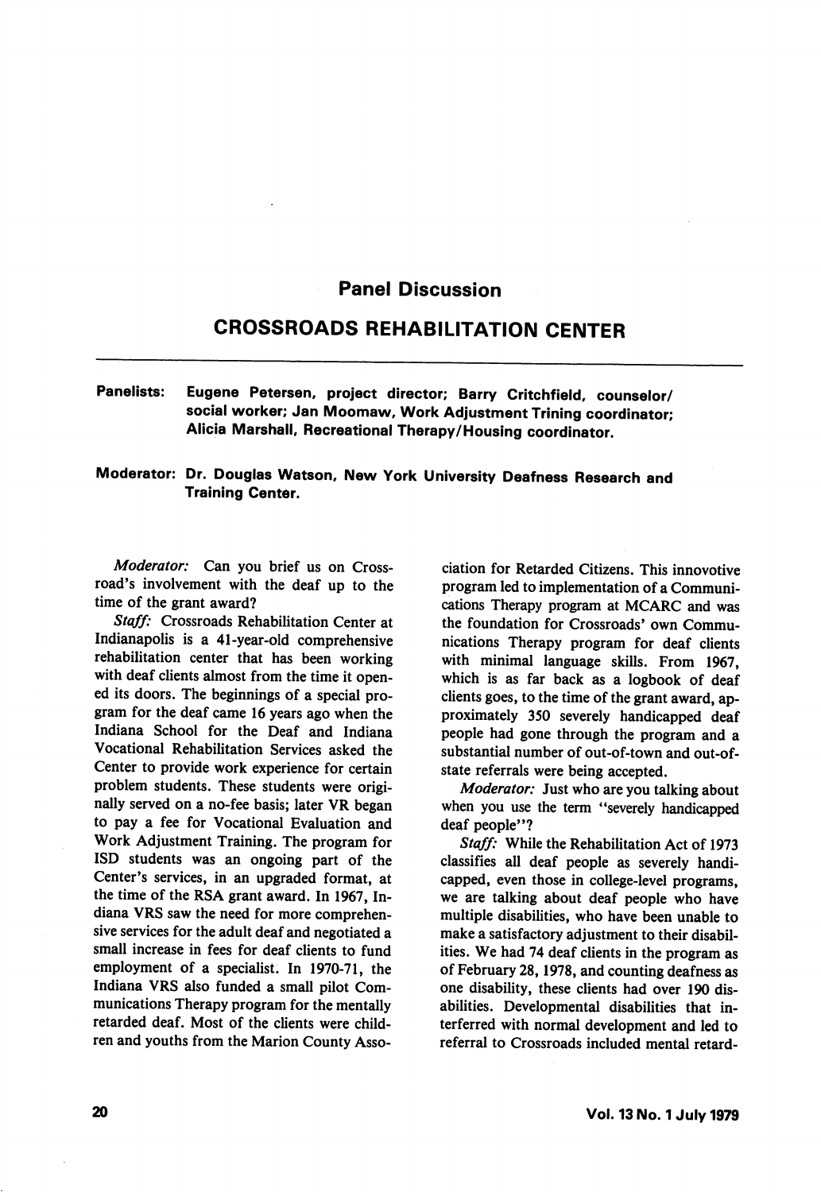# Panel Discussion

## CROSSROADS REHABILITATION CENTER

**Panelists:** **Eugene Petersen, project director; Barry Critchfield, counselor/social worker; Jan Moomaw, Work Adjustment Trining coordinator; Alicia Marshall, Recreational Therapy/Housing coordinator.**

**Moderator: Dr. Douglas Watson, New York University Deafness Research and Training Center.**

*Moderator:* Can you brief us on Crossroad's involvement with the deaf up to the time of the grant award?

*Staff:* Crossroads Rehabilitation Center at Indianapolis is a 41-year-old comprehensive rehabilitation center that has been working with deaf clients almost from the time it opened its doors. The beginnings of a special program for the deaf came 16 years ago when the Indiana School for the Deaf and Indiana Vocational Rehabilitation Services asked the Center to provide work experience for certain problem students. These students were originally served on a no-fee basis; later VR began to pay a fee for Vocational Evaluation and Work Adjustment Training. The program for ISD students was an ongoing part of the Center's services, in an upgraded format, at the time of the RSA grant award. In 1967, Indiana VRS saw the need for more comprehensive services for the adult deaf and negotiated a small increase in fees for deaf clients to fund employment of a specialist. In 1970-71, the Indiana VRS also funded a small pilot Communications Therapy program for the mentally retarded deaf. Most of the clients were children and youths from the Marion County Association for Retarded Citizens. This innovotive program led to implementation of a Communications Therapy program at MCARC and was the foundation for Crossroads' own Communications Therapy program for deaf clients with minimal language skills. From 1967, which is as far back as a logbook of deaf clients goes, to the time of the grant award, approximately 350 severely handicapped deaf people had gone through the program and a substantial number of out-of-town and out-of-state referrals were being accepted.

*Moderator:* Just who are you talking about when you use the term "severely handicapped deaf people"?

*Staff:* While the Rehabilitation Act of 1973 classifies all deaf people as severely handicapped, even those in college-level programs, we are talking about deaf people who have multiple disabilities, who have been unable to make a satisfactory adjustment to their disabilities. We had 74 deaf clients in the program as of February 28, 1978, and counting deafness as one disability, these clients had over 190 disabilities. Developmental disabilities that interferred with normal development and led to referral to Crossroads included mental retard-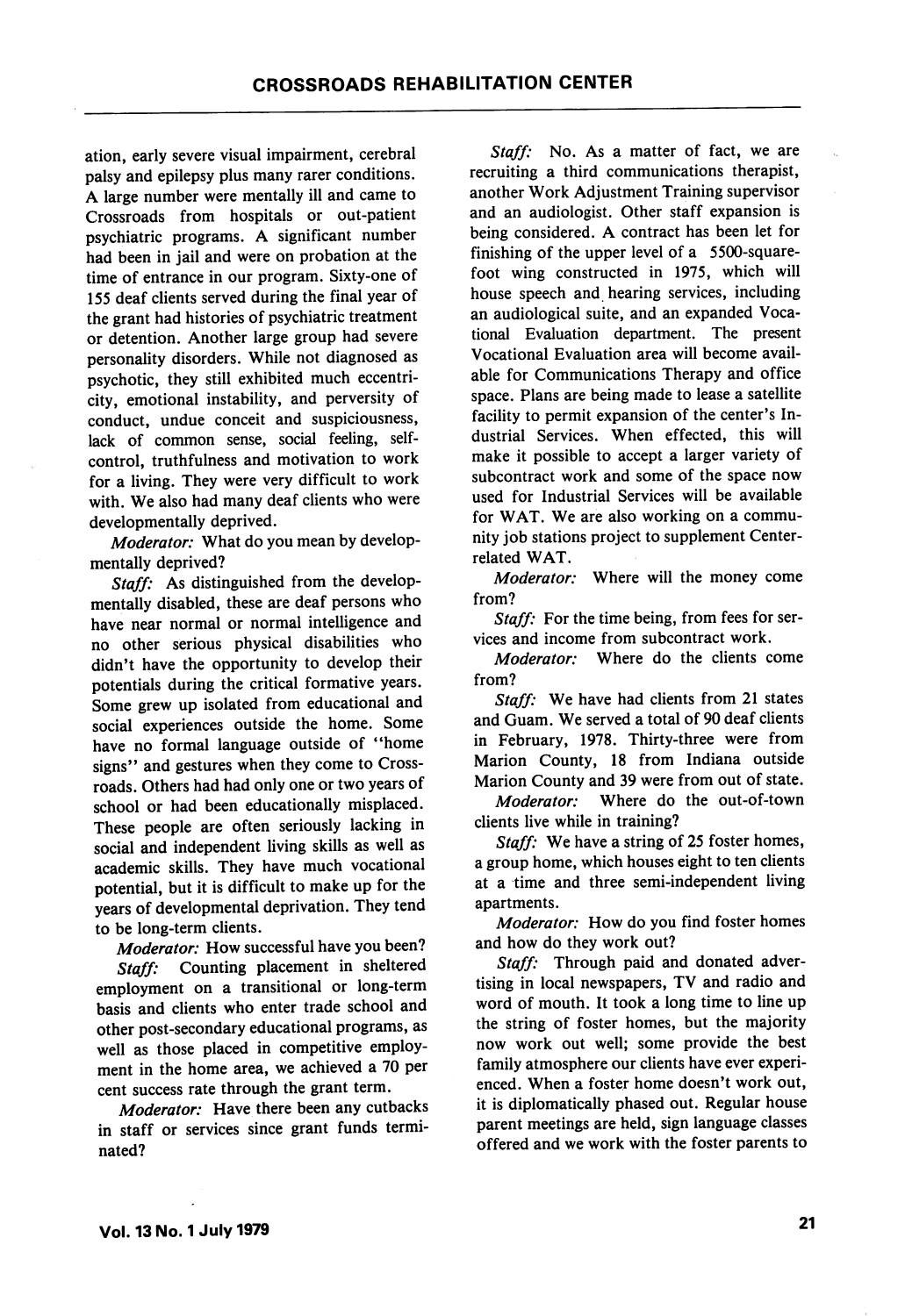ation, early severe visual impairment, cerebral palsy and epilepsy plus many rarer conditions. A large number were mentally ill and came to Crossroads from hospitals or out-patient psychiatric programs. A significant number had been in jail and were on probation at the time of entrance in our program. Sixty-one of 155 deaf clients served during the final year of the grant had histories of psychiatric treatment or detention. Another large group had severe personality disorders. While not diagnosed as psychotic, they still exhibited much eccentricity, emotional instability, and perversity of conduct, undue conceit and suspiciousness, lack of common sense, social feeling, self-control, truthfulness and motivation to work for a living. They were very difficult to work with. We also had many deaf clients who were developmentally deprived.

*Moderator:* What do you mean by developmentally deprived?

*Staff:* As distinguished from the developmentally disabled, these are deaf persons who have near normal or normal intelligence and no other serious physical disabilities who didn't have the opportunity to develop their potentials during the critical formative years. Some grew up isolated from educational and social experiences outside the home. Some have no formal language outside of "home signs" and gestures when they come to Crossroads. Others had had only one or two years of school or had been educationally misplaced. These people are often seriously lacking in social and independent living skills as well as academic skills. They have much vocational potential, but it is difficult to make up for the years of developmental deprivation. They tend to be long-term clients.

*Moderator:* How successful have you been?

*Staff:* Counting placement in sheltered employment on a transitional or long-term basis and clients who enter trade school and other post-secondary educational programs, as well as those placed in competitive employment in the home area, we achieved a 70 per cent success rate through the grant term.

*Moderator:* Have there been any cutbacks in staff or services since grant funds terminated?

*Staff:* No. As a matter of fact, we are recruiting a third communications therapist, another Work Adjustment Training supervisor and an audiologist. Other staff expansion is being considered. A contract has been let for finishing of the upper level of a 5500-square-foot wing constructed in 1975, which will house speech and hearing services, including an audiological suite, and an expanded Vocational Evaluation department. The present Vocational Evaluation area will become available for Communications Therapy and office space. Plans are being made to lease a satellite facility to permit expansion of the center's Industrial Services. When effected, this will make it possible to accept a larger variety of subcontract work and some of the space now used for Industrial Services will be available for WAT. We are also working on a community job stations project to supplement Center-related WAT.

*Moderator:* Where will the money come from?

*Staff:* For the time being, from fees for services and income from subcontract work.

*Moderator:* Where do the clients come from?

*Staff:* We have had clients from 21 states and Guam. We served a total of 90 deaf clients in February, 1978. Thirty-three were from Marion County, 18 from Indiana outside Marion County and 39 were from out of state.

*Moderator:* Where do the out-of-town clients live while in training?

*Staff:* We have a string of 25 foster homes, a group home, which houses eight to ten clients at a time and three semi-independent living apartments.

*Moderator:* How do you find foster homes and how do they work out?

*Staff:* Through paid and donated advertising in local newspapers, TV and radio and word of mouth. It took a long time to line up the string of foster homes, but the majority now work out well; some provide the best family atmosphere our clients have ever experienced. When a foster home doesn't work out, it is diplomatically phased out. Regular house parent meetings are held, sign language classes offered and we work with the foster parents to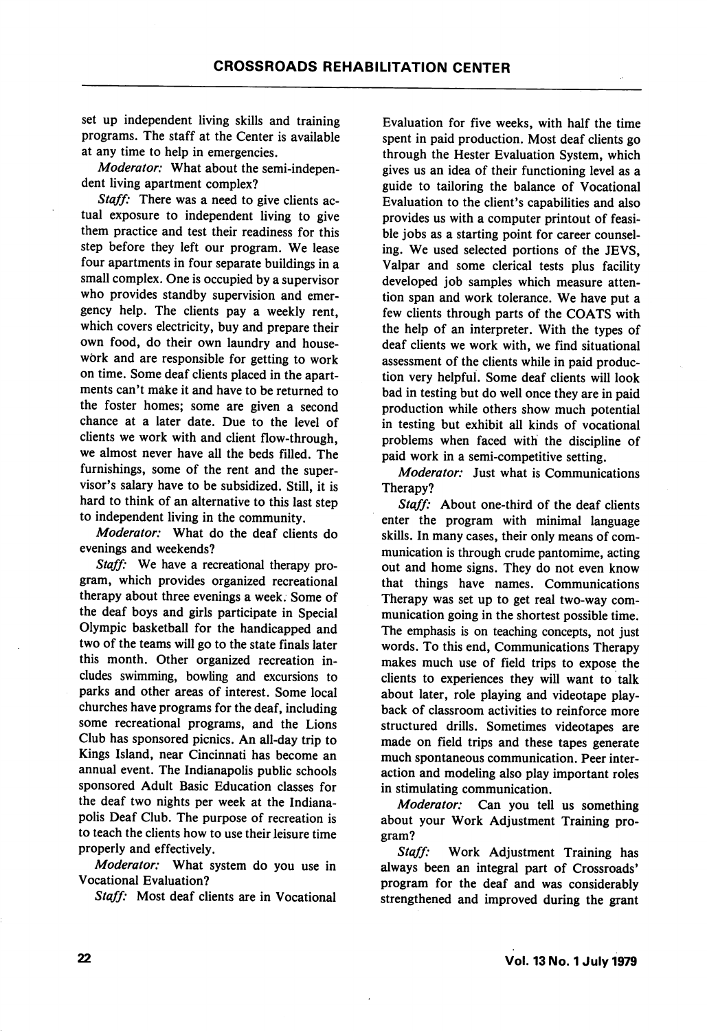set up independent living skills and training programs. The staff at the Center is available at any time to help in emergencies.

*Moderator:* What about the semi-independent living apartment complex?

*Staff:* There was a need to give clients actual exposure to independent living to give them practice and test their readiness for this step before they left our program. We lease four apartments in four separate buildings in a small complex. One is occupied by a supervisor who provides standby supervision and emergency help. The clients pay a weekly rent, which covers electricity, buy and prepare their own food, do their own laundry and housework and are responsible for getting to work on time. Some deaf clients placed in the apartments can't make it and have to be returned to the foster homes; some are given a second chance at a later date. Due to the level of clients we work with and client flow-through, we almost never have all the beds filled. The furnishings, some of the rent and the supervisor's salary have to be subsidized. Still, it is hard to think of an alternative to this last step to independent living in the community.

*Moderator:* What do the deaf clients do evenings and weekends?

*Staff:* We have a recreational therapy program, which provides organized recreational therapy about three evenings a week. Some of the deaf boys and girls participate in Special Olympic basketball for the handicapped and two of the teams will go to the state finals later this month. Other organized recreation includes swimming, bowling and excursions to parks and other areas of interest. Some local churches have programs for the deaf, including some recreational programs, and the Lions Club has sponsored picnics. An all-day trip to Kings Island, near Cincinnati has become an annual event. The Indianapolis public schools sponsored Adult Basic Education classes for the deaf two nights per week at the Indianapolis Deaf Club. The purpose of recreation is to teach the clients how to use their leisure time properly and effectively.

*Moderator:* What system do you use in Vocational Evaluation?

*Staff:* Most deaf clients are in Vocational Evaluation for five weeks, with half the time spent in paid production. Most deaf clients go through the Hester Evaluation System, which gives us an idea of their functioning level as a guide to tailoring the balance of Vocational Evaluation to the client's capabilities and also provides us with a computer printout of feasible jobs as a starting point for career counseling. We used selected portions of the JEVS, Valpar and some clerical tests plus facility developed job samples which measure attention span and work tolerance. We have put a few clients through parts of the COATS with the help of an interpreter. With the types of deaf clients we work with, we find situational assessment of the clients while in paid production very helpful. Some deaf clients will look bad in testing but do well once they are in paid production while others show much potential in testing but exhibit all kinds of vocational problems when faced with the discipline of paid work in a semi-competitive setting.

*Moderator:* Just what is Communications Therapy?

*Staff:* About one-third of the deaf clients enter the program with minimal language skills. In many cases, their only means of communication is through crude pantomime, acting out and home signs. They do not even know that things have names. Communications Therapy was set up to get real two-way communication going in the shortest possible time. The emphasis is on teaching concepts, not just words. To this end, Communications Therapy makes much use of field trips to expose the clients to experiences they will want to talk about later, role playing and videotape playback of classroom activities to reinforce more structured drills. Sometimes videotapes are made on field trips and these tapes generate much spontaneous communication. Peer interaction and modeling also play important roles in stimulating communication.

*Moderator:* Can you tell us something about your Work Adjustment Training program?

*Staff:* Work Adjustment Training has always been an integral part of Crossroads' program for the deaf and was considerably strengthened and improved during the grant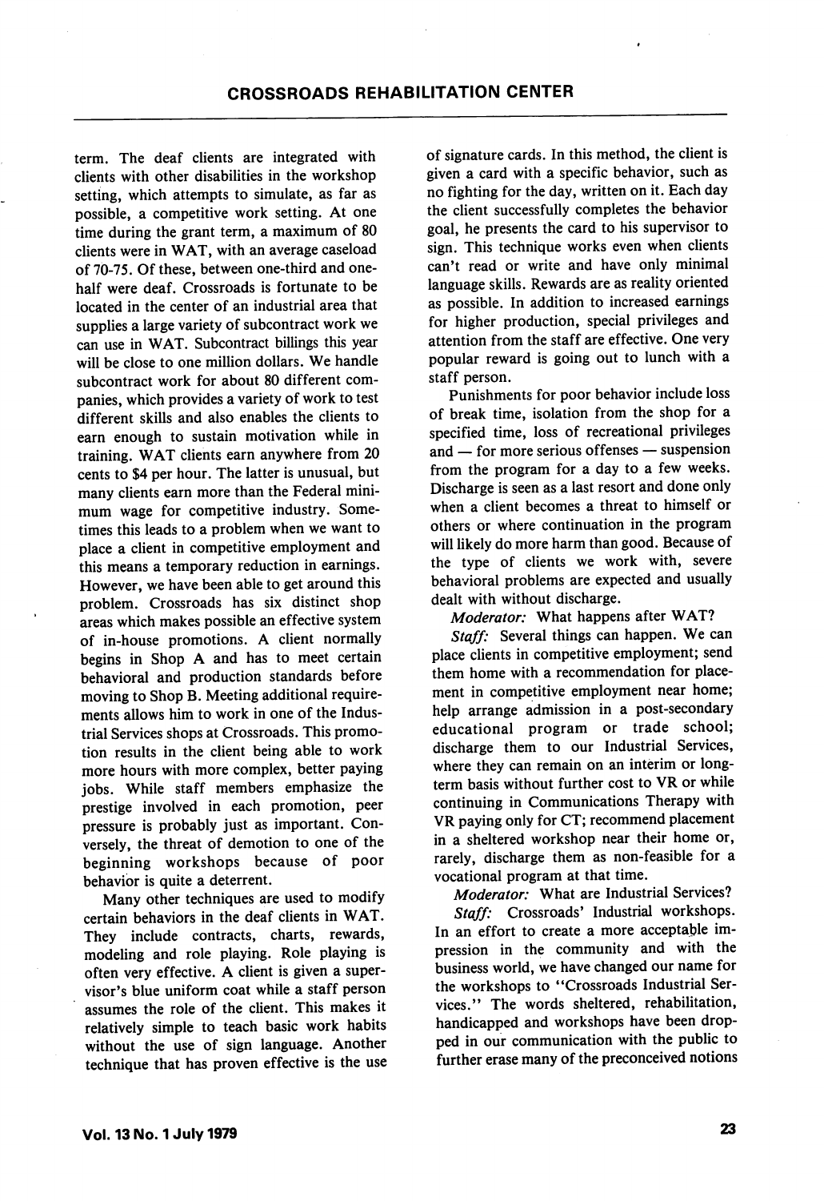term. The deaf clients are integrated with clients with other disabilities in the workshop setting, which attempts to simulate, as far as possible, a competitive work setting. At one time during the grant term, a maximum of 80 clients were in WAT, with an average caseload of 70-75. Of these, between one-third and one-half were deaf. Crossroads is fortunate to be located in the center of an industrial area that supplies a large variety of subcontract work we can use in WAT. Subcontract billings this year will be close to one million dollars. We handle subcontract work for about 80 different companies, which provides a variety of work to test different skills and also enables the clients to earn enough to sustain motivation while in training. WAT clients earn anywhere from 20 cents to $4 per hour. The latter is unusual, but many clients earn more than the Federal minimum wage for competitive industry. Sometimes this leads to a problem when we want to place a client in competitive employment and this means a temporary reduction in earnings. However, we have been able to get around this problem. Crossroads has six distinct shop areas which makes possible an effective system of in-house promotions. A client normally begins in Shop A and has to meet certain behavioral and production standards before moving to Shop B. Meeting additional requirements allows him to work in one of the Industrial Services shops at Crossroads. This promotion results in the client being able to work more hours with more complex, better paying jobs. While staff members emphasize the prestige involved in each promotion, peer pressure is probably just as important. Conversely, the threat of demotion to one of the beginning workshops because of poor behavior is quite a deterrent.

Many other techniques are used to modify certain behaviors in the deaf clients in WAT. They include contracts, charts, rewards, modeling and role playing. Role playing is often very effective. A client is given a supervisor's blue uniform coat while a staff person assumes the role of the client. This makes it relatively simple to teach basic work habits without the use of sign language. Another technique that has proven effective is the use of signature cards. In this method, the client is given a card with a specific behavior, such as no fighting for the day, written on it. Each day the client successfully completes the behavior goal, he presents the card to his supervisor to sign. This technique works even when clients can't read or write and have only minimal language skills. Rewards are as reality oriented as possible. In addition to increased earnings for higher production, special privileges and attention from the staff are effective. One very popular reward is going out to lunch with a staff person.

Punishments for poor behavior include loss of break time, isolation from the shop for a specified time, loss of recreational privileges and — for more serious offenses — suspension from the program for a day to a few weeks. Discharge is seen as a last resort and done only when a client becomes a threat to himself or others or where continuation in the program will likely do more harm than good. Because of the type of clients we work with, severe behavioral problems are expected and usually dealt with without discharge.

*Moderator:* What happens after WAT?

*Staff:* Several things can happen. We can place clients in competitive employment; send them home with a recommendation for placement in competitive employment near home; help arrange admission in a post-secondary educational program or trade school; discharge them to our Industrial Services, where they can remain on an interim or long-term basis without further cost to VR or while continuing in Communications Therapy with VR paying only for CT; recommend placement in a sheltered workshop near their home or, rarely, discharge them as non-feasible for a vocational program at that time.

*Moderator:* What are Industrial Services?

*Staff:* Crossroads' Industrial workshops. In an effort to create a more acceptable impression in the community and with the business world, we have changed our name for the workshops to "Crossroads Industrial Services." The words sheltered, rehabilitation, handicapped and workshops have been dropped in our communication with the public to further erase many of the preconceived notions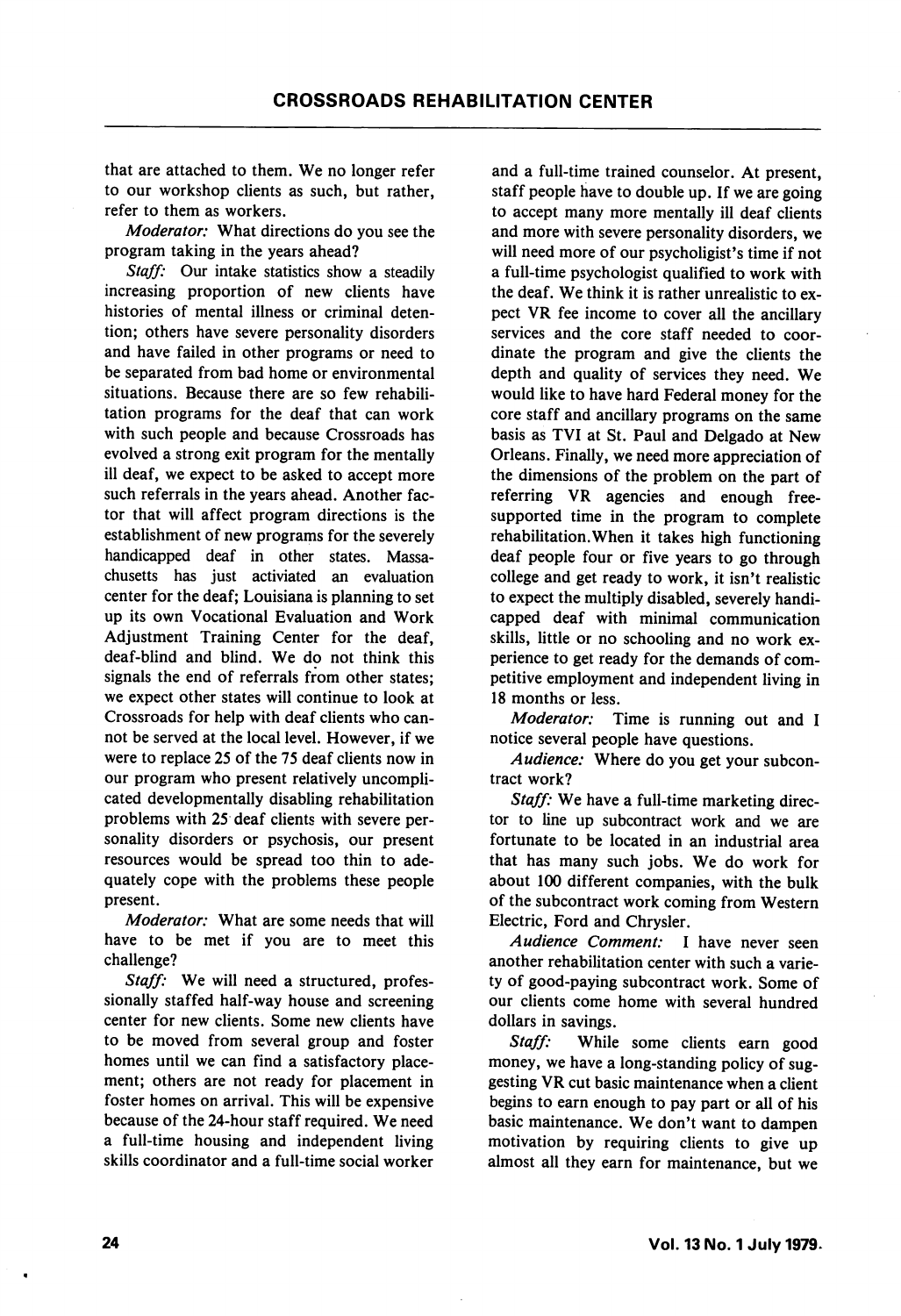that are attached to them. We no longer refer to our workshop clients as such, but rather, refer to them as workers.

*Moderator:* What directions do you see the program taking in the years ahead?

*Staff:* Our intake statistics show a steadily increasing proportion of new clients have histories of mental illness or criminal detention; others have severe personality disorders and have failed in other programs or need to be separated from bad home or environmental situations. Because there are so few rehabilitation programs for the deaf that can work with such people and because Crossroads has evolved a strong exit program for the mentally ill deaf, we expect to be asked to accept more such referrals in the years ahead. Another factor that will affect program directions is the establishment of new programs for the severely handicapped deaf in other states. Massachusetts has just activiated an evaluation center for the deaf; Louisiana is planning to set up its own Vocational Evaluation and Work Adjustment Training Center for the deaf, deaf-blind and blind. We do not think this signals the end of referrals from other states; we expect other states will continue to look at Crossroads for help with deaf clients who cannot be served at the local level. However, if we were to replace 25 of the 75 deaf clients now in our program who present relatively uncomplicated developmentally disabling rehabilitation problems with 25 deaf clients with severe personality disorders or psychosis, our present resources would be spread too thin to adequately cope with the problems these people present.

*Moderator:* What are some needs that will have to be met if you are to meet this challenge?

*Staff:* We will need a structured, professionally staffed half-way house and screening center for new clients. Some new clients have to be moved from several group and foster homes until we can find a satisfactory placement; others are not ready for placement in foster homes on arrival. This will be expensive because of the 24-hour staff required. We need a full-time housing and independent living skills coordinator and a full-time social worker and a full-time trained counselor. At present, staff people have to double up. If we are going to accept many more mentally ill deaf clients and more with severe personality disorders, we will need more of our psycholigist's time if not a full-time psychologist qualified to work with the deaf. We think it is rather unrealistic to expect VR fee income to cover all the ancillary services and the core staff needed to coordinate the program and give the clients the depth and quality of services they need. We would like to have hard Federal money for the core staff and ancillary programs on the same basis as TVI at St. Paul and Delgado at New Orleans. Finally, we need more appreciation of the dimensions of the problem on the part of referring VR agencies and enough fee-supported time in the program to complete rehabilitation. When it takes high functioning deaf people four or five years to go through college and get ready to work, it isn't realistic to expect the multiply disabled, severely handicapped deaf with minimal communication skills, little or no schooling and no work experience to get ready for the demands of competitive employment and independent living in 18 months or less.

*Moderator:* Time is running out and I notice several people have questions.

*Audience:* Where do you get your subcontract work?

*Staff:* We have a full-time marketing director to line up subcontract work and we are fortunate to be located in an industrial area that has many such jobs. We do work for about 100 different companies, with the bulk of the subcontract work coming from Western Electric, Ford and Chrysler.

*Audience Comment:* I have never seen another rehabilitation center with such a variety of good-paying subcontract work. Some of our clients come home with several hundred dollars in savings.

*Staff:* While some clients earn good money, we have a long-standing policy of suggesting VR cut basic maintenance when a client begins to earn enough to pay part or all of his basic maintenance. We don't want to dampen motivation by requiring clients to give up almost all they earn for maintenance, but we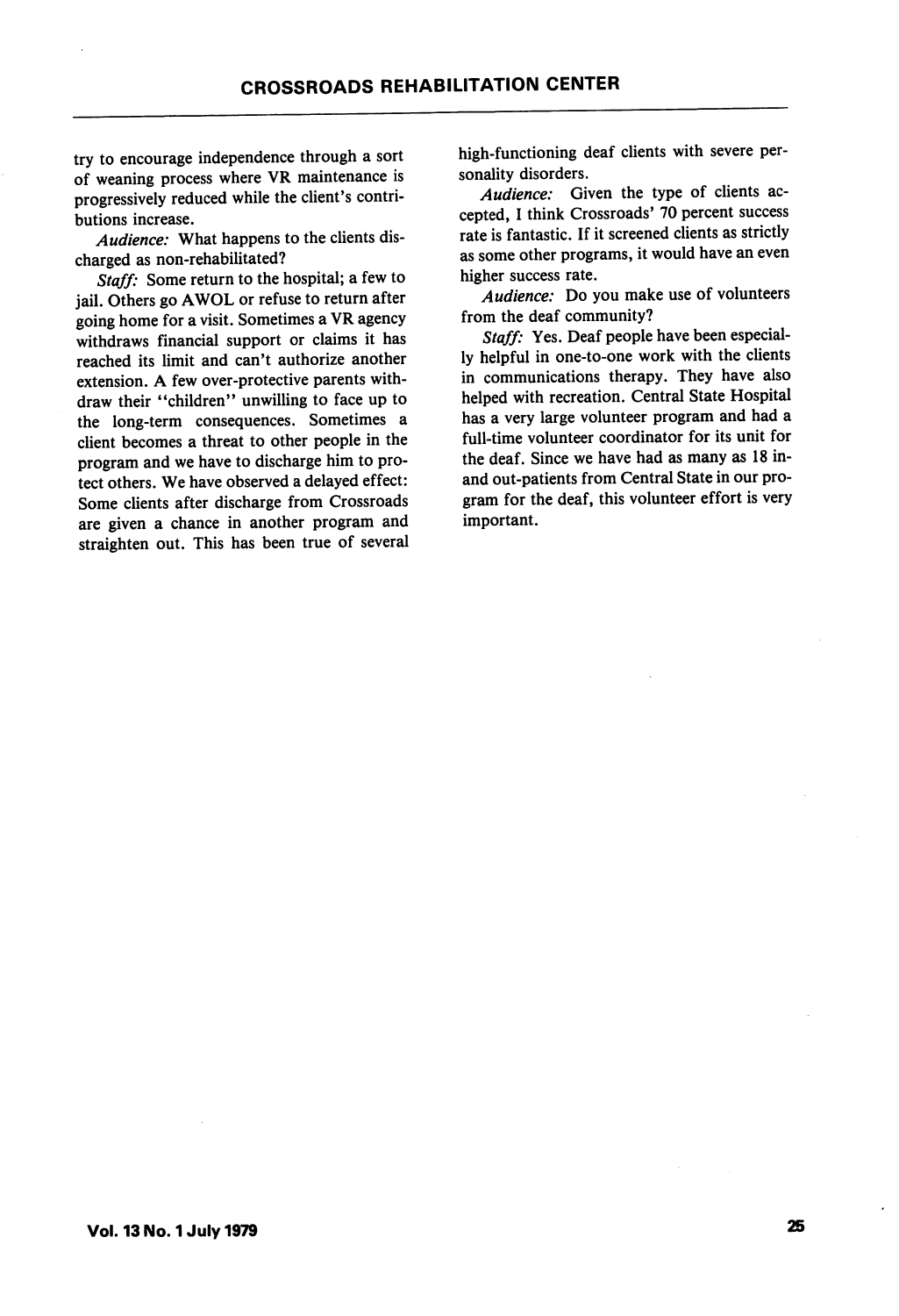try to encourage independence through a sort of weaning process where VR maintenance is progressively reduced while the client's contributions increase.

*Audience:* What happens to the clients discharged as non-rehabilitated?

*Staff:* Some return to the hospital; a few to jail. Others go AWOL or refuse to return after going home for a visit. Sometimes a VR agency withdraws financial support or claims it has reached its limit and can't authorize another extension. A few over-protective parents withdraw their "children" unwilling to face up to the long-term consequences. Sometimes a client becomes a threat to other people in the program and we have to discharge him to protect others. We have observed a delayed effect: Some clients after discharge from Crossroads are given a chance in another program and straighten out. This has been true of several high-functioning deaf clients with severe personality disorders.

*Audience:* Given the type of clients accepted, I think Crossroads' 70 percent success rate is fantastic. If it screened clients as strictly as some other programs, it would have an even higher success rate.

*Audience:* Do you make use of volunteers from the deaf community?

*Staff:* Yes. Deaf people have been especially helpful in one-to-one work with the clients in communications therapy. They have also helped with recreation. Central State Hospital has a very large volunteer program and had a full-time volunteer coordinator for its unit for the deaf. Since we have had as many as 18 in- and out-patients from Central State in our program for the deaf, this volunteer effort is very important.